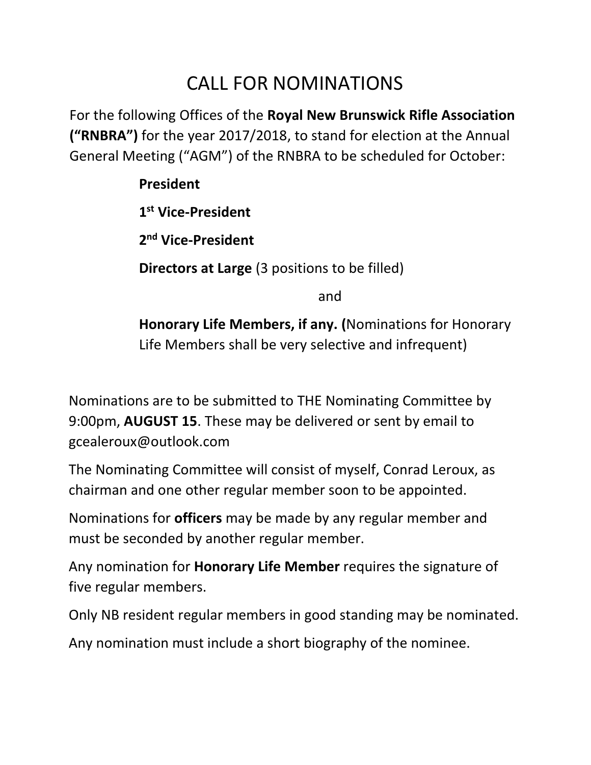# CALL FOR NOMINATIONS

For the following Offices of the **Royal New Brunswick Rifle Association ("RNBRA")** for the year 2017/2018, to stand for election at the Annual General Meeting ("AGM") of the RNBRA to be scheduled for October:

**President**

**1st Vice-President**

**2nd Vice-President**

**Directors at Large** (3 positions to be filled)

and

**Honorary Life Members, if any. (**Nominations for Honorary Life Members shall be very selective and infrequent)

Nominations are to be submitted to THE Nominating Committee by 9:00pm, **AUGUST 15**. These may be delivered or sent by email to gcealeroux@outlook.com

The Nominating Committee will consist of myself, Conrad Leroux, as chairman and one other regular member soon to be appointed.

Nominations for **officers** may be made by any regular member and must be seconded by another regular member.

Any nomination for **Honorary Life Member** requires the signature of five regular members.

Only NB resident regular members in good standing may be nominated.

Any nomination must include a short biography of the nominee.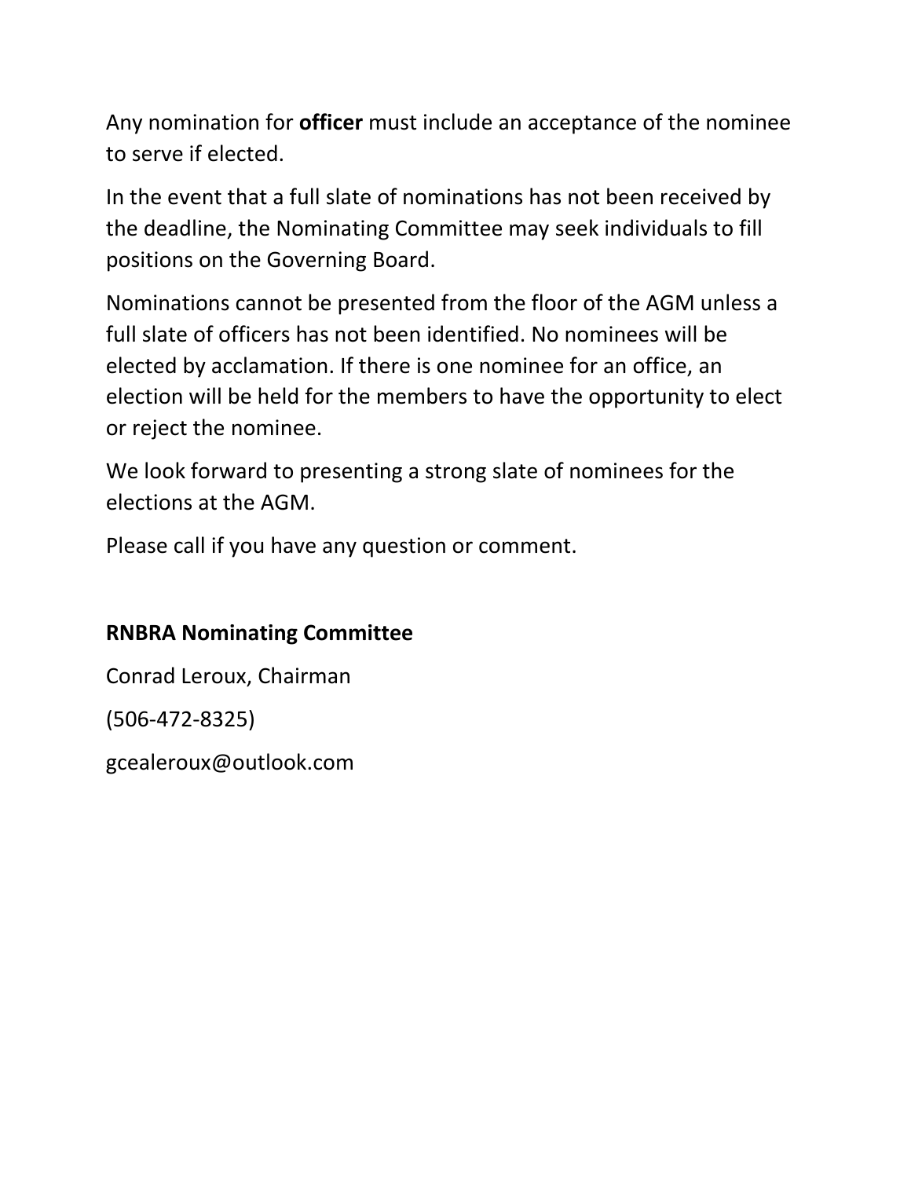Any nomination for **officer** must include an acceptance of the nominee to serve if elected.

In the event that a full slate of nominations has not been received by the deadline, the Nominating Committee may seek individuals to fill positions on the Governing Board.

Nominations cannot be presented from the floor of the AGM unless a full slate of officers has not been identified. No nominees will be elected by acclamation. If there is one nominee for an office, an election will be held for the members to have the opportunity to elect or reject the nominee.

We look forward to presenting a strong slate of nominees for the elections at the AGM.

Please call if you have any question or comment.

**RNBRA Nominating Committee**

Conrad Leroux, Chairman

(506-472-8325)

gcealeroux@outlook.com